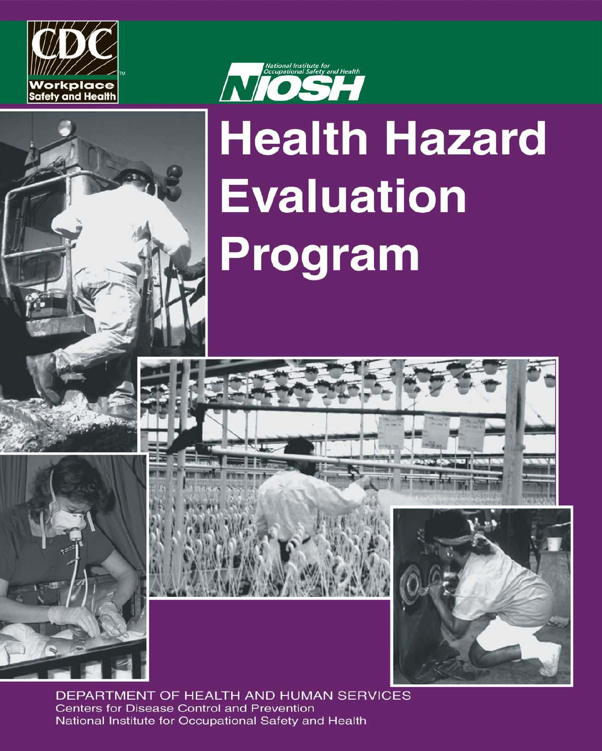CDC Workplace Safety and Health

National Institute for Occupational Safety and Health NIOSH

# Health Hazard Evaluation Program

DEPARTMENT OF HEALTH AND HUMAN SERVICES
Centers for Disease Control and Prevention
National Institute for Occupational Safety and Health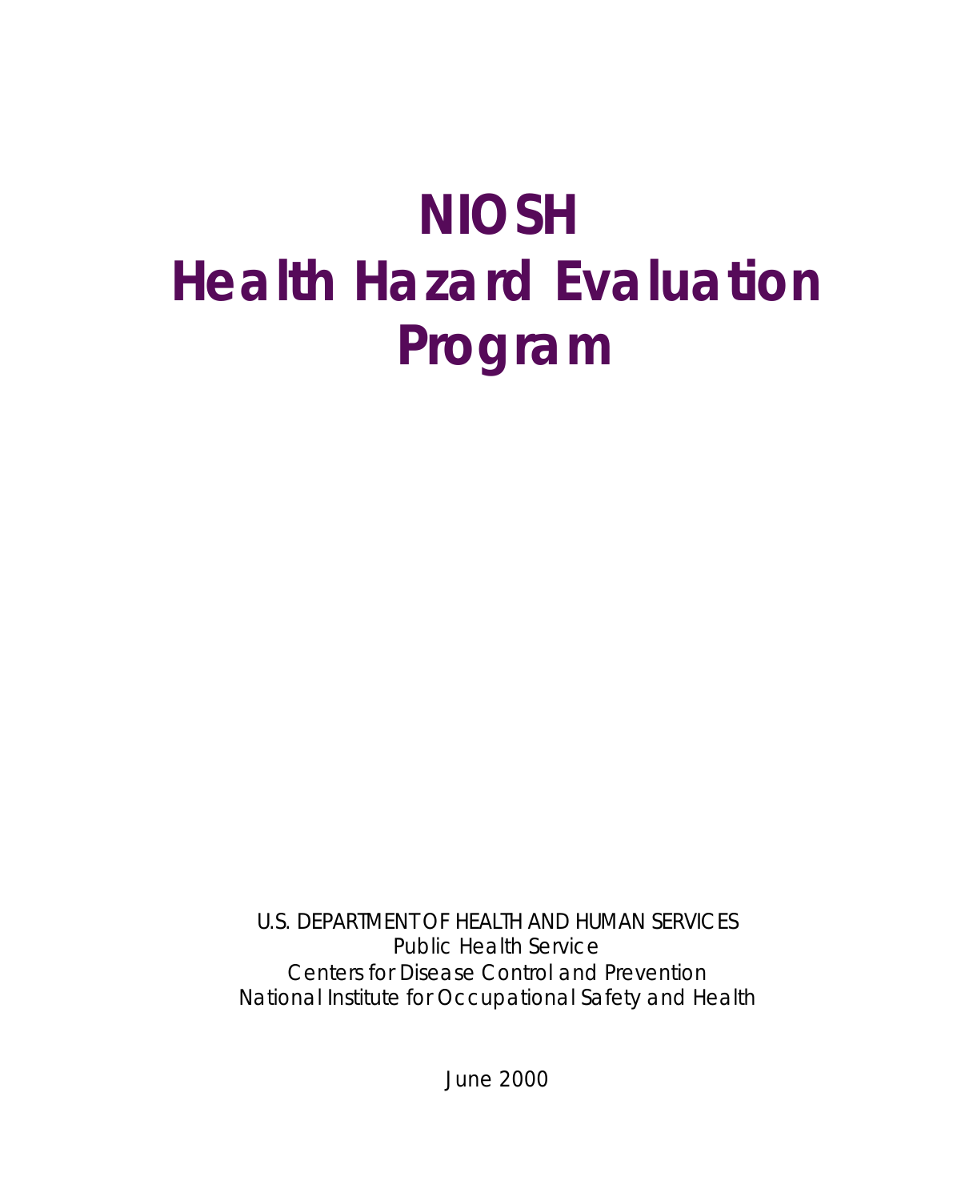# NIOSH Health Hazard Evaluation Program

U.S. DEPARTMENT OF HEALTH AND HUMAN SERVICES
Public Health Service
Centers for Disease Control and Prevention
National Institute for Occupational Safety and Health

June 2000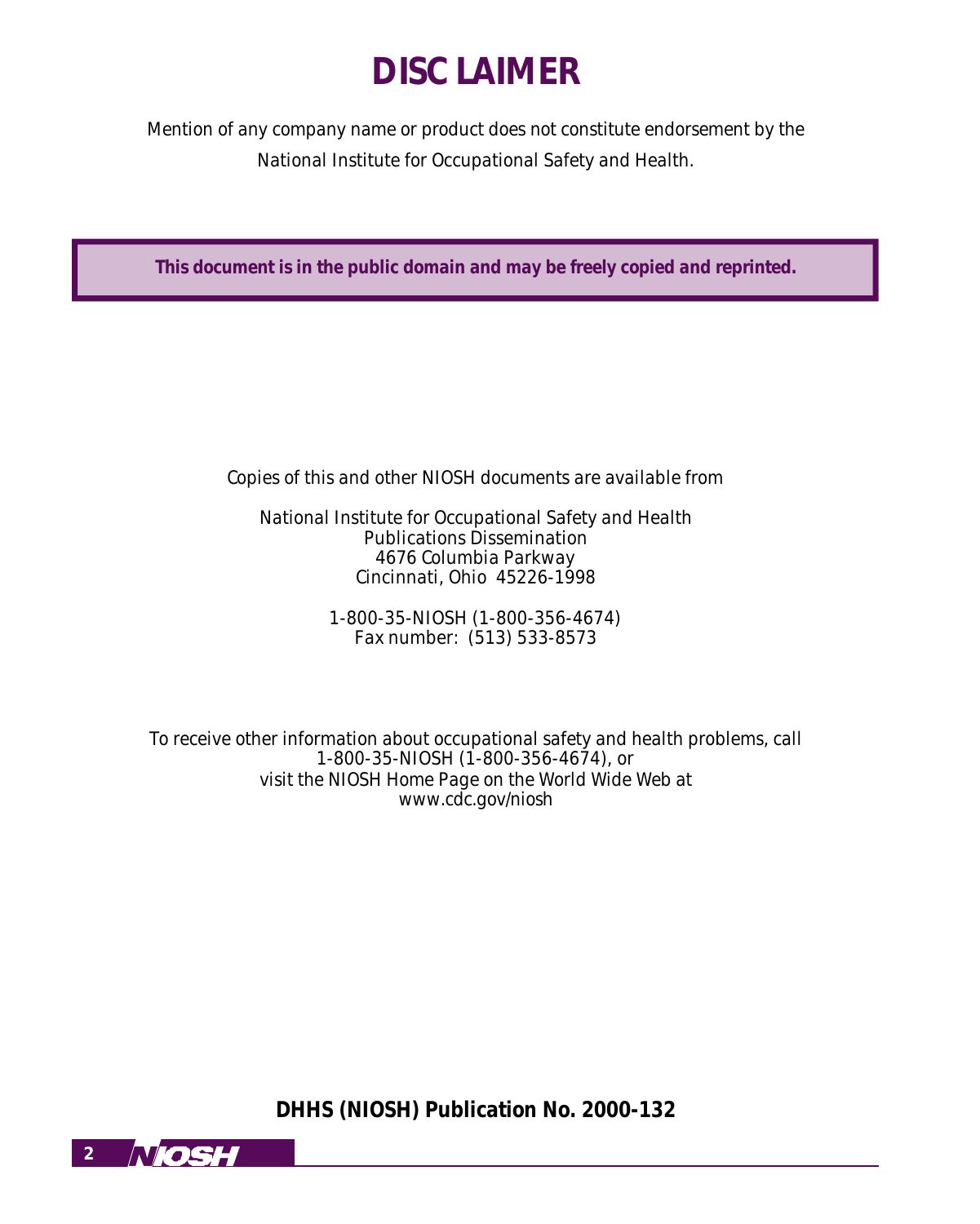# DISCLAIMER

Mention of any company name or product does not constitute endorsement by the National Institute for Occupational Safety and Health.

**This document is in the public domain and may be freely copied and reprinted.**

Copies of this and other NIOSH documents are available from

National Institute for Occupational Safety and Health
Publications Dissemination
4676 Columbia Parkway
Cincinnati, Ohio 45226-1998

1-800-35-NIOSH (1-800-356-4674)
Fax number: (513) 533-8573

To receive other information about occupational safety and health problems, call 1-800-35-NIOSH (1-800-356-4674), or visit the NIOSH Home Page on the World Wide Web at www.cdc.gov/niosh

**DHHS (NIOSH) Publication No. 2000-132**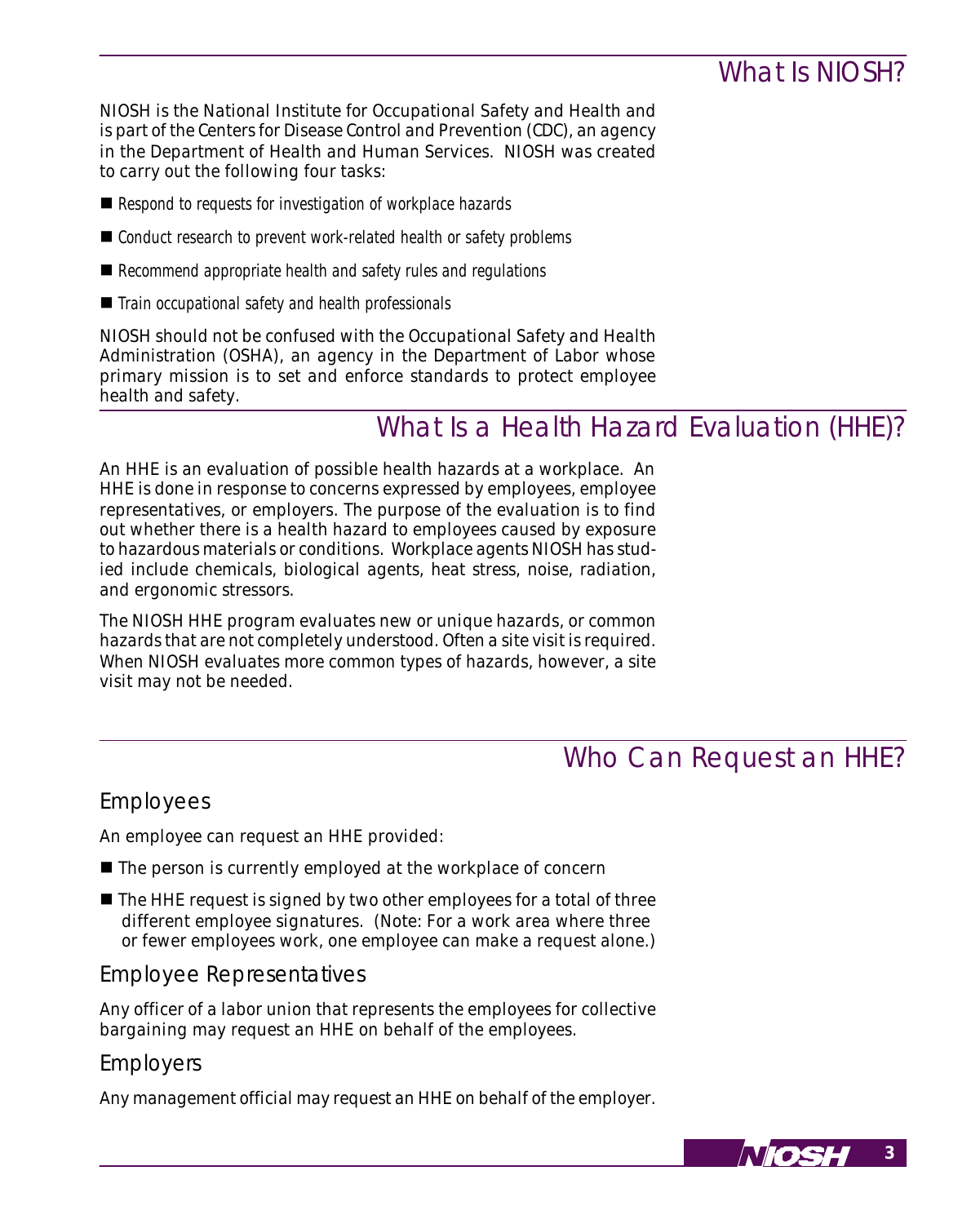## What Is NIOSH?

NIOSH is the National Institute for Occupational Safety and Health and is part of the Centers for Disease Control and Prevention (CDC), an agency in the Department of Health and Human Services. NIOSH was created to carry out the following four tasks:

- *Respond to requests for investigation of workplace hazards*
- *Conduct research to prevent work-related health or safety problems*
- *Recommend appropriate health and safety rules and regulations*
- *Train occupational safety and health professionals*

NIOSH should not be confused with the Occupational Safety and Health Administration (OSHA), an agency in the Department of Labor whose primary mission is to set and enforce standards to protect employee health and safety.

## What Is a Health Hazard Evaluation (HHE)?

An HHE is an evaluation of possible health hazards at a workplace. An HHE is done in response to concerns expressed by employees, employee representatives, or employers. The purpose of the evaluation is to find out whether there is a health hazard to employees caused by exposure to hazardous materials or conditions. Workplace agents NIOSH has studied include chemicals, biological agents, heat stress, noise, radiation, and ergonomic stressors.

The NIOSH HHE program evaluates new or unique hazards, or common hazards that are not completely understood. Often a site visit is required. When NIOSH evaluates more common types of hazards, however, a site visit may not be needed.

## Who Can Request an HHE?

### Employees

An employee can request an HHE provided:

- The person is currently employed at the workplace of concern
- The HHE request is signed by two other employees for a total of three different employee signatures. (Note: For a work area where three or fewer employees work, one employee can make a request alone.)

### Employee Representatives

Any officer of a labor union that represents the employees for collective bargaining may request an HHE on behalf of the employees.

### Employers

Any management official may request an HHE on behalf of the employer.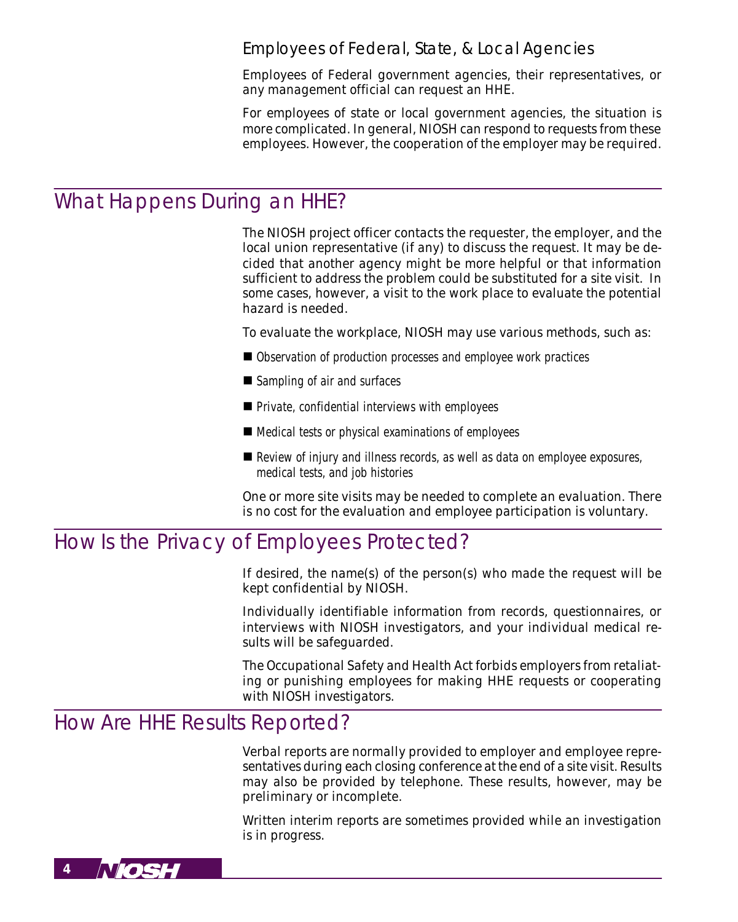### Employees of Federal, State, & Local Agencies

Employees of Federal government agencies, their representatives, or any management official can request an HHE.

For employees of state or local government agencies, the situation is more complicated. In general, NIOSH can respond to requests from these employees. However, the cooperation of the employer may be required.

## What Happens During an HHE?

The NIOSH project officer contacts the requester, the employer, and the local union representative (if any) to discuss the request. It may be decided that another agency might be more helpful or that information sufficient to address the problem could be substituted for a site visit. In some cases, however, a visit to the work place to evaluate the potential hazard is needed.

To evaluate the workplace, NIOSH may use various methods, such as:

- *Observation of production processes and employee work practices*
- *Sampling of air and surfaces*
- *Private, confidential interviews with employees*
- *Medical tests or physical examinations of employees*
- *Review of injury and illness records, as well as data on employee exposures, medical tests, and job histories*

One or more site visits may be needed to complete an evaluation. There is no cost for the evaluation and employee participation is voluntary.

## How Is the Privacy of Employees Protected?

If desired, the name(s) of the person(s) who made the request will be kept confidential by NIOSH.

Individually identifiable information from records, questionnaires, or interviews with NIOSH investigators, and your individual medical results will be safeguarded.

The Occupational Safety and Health Act forbids employers from retaliating or punishing employees for making HHE requests or cooperating with NIOSH investigators.

## How Are HHE Results Reported?

Verbal reports are normally provided to employer and employee representatives during each closing conference at the end of a site visit. Results may also be provided by telephone. These results, however, may be preliminary or incomplete.

Written interim reports are sometimes provided while an investigation is in progress.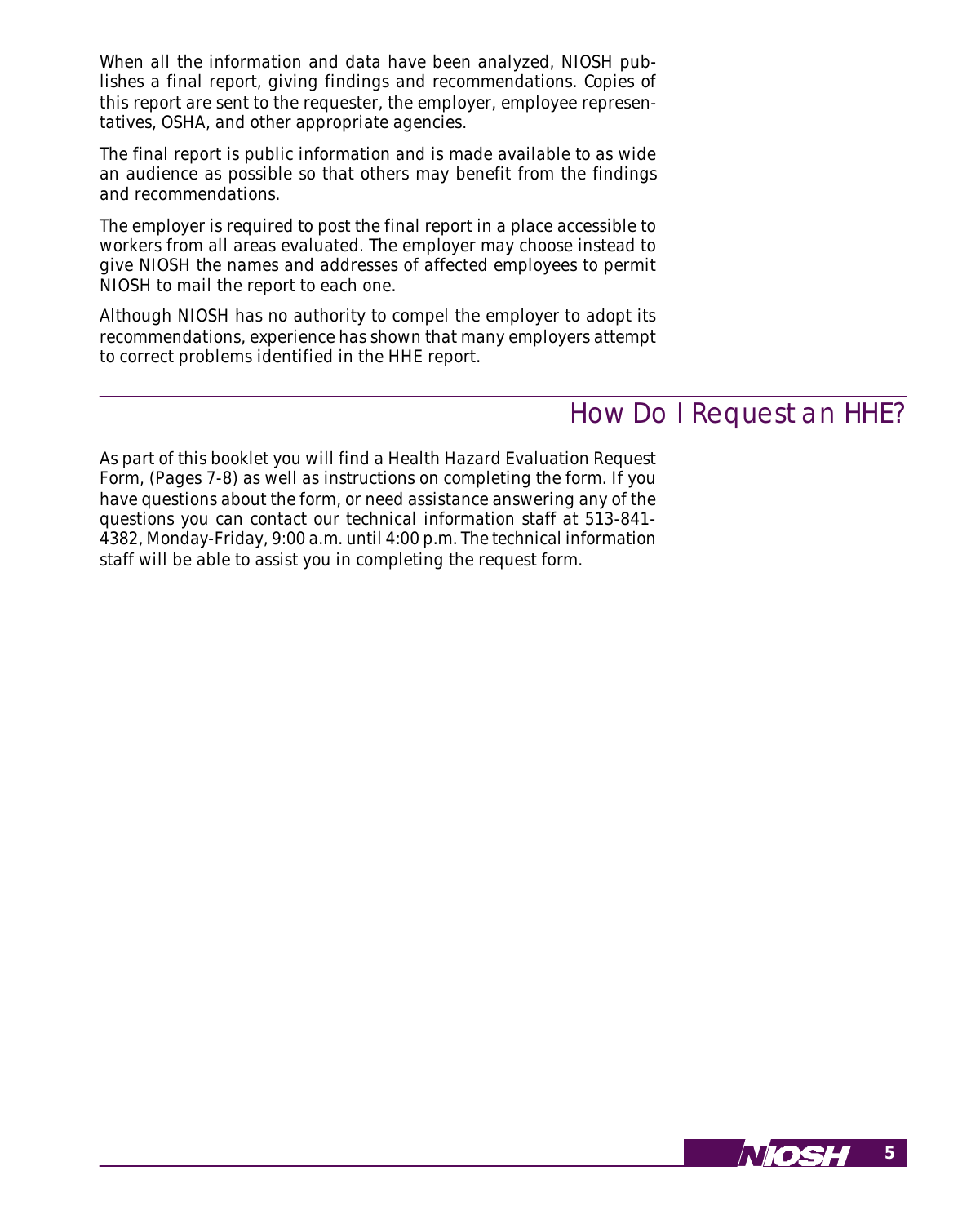When all the information and data have been analyzed, NIOSH publishes a final report, giving findings and recommendations. Copies of this report are sent to the requester, the employer, employee representatives, OSHA, and other appropriate agencies.

The final report is public information and is made available to as wide an audience as possible so that others may benefit from the findings and recommendations.

The employer is required to post the final report in a place accessible to workers from all areas evaluated. The employer may choose instead to give NIOSH the names and addresses of affected employees to permit NIOSH to mail the report to each one.

Although NIOSH has no authority to compel the employer to adopt its recommendations, experience has shown that many employers attempt to correct problems identified in the HHE report.

## How Do I Request an HHE?

As part of this booklet you will find a Health Hazard Evaluation Request Form, (Pages 7-8) as well as instructions on completing the form. If you have questions about the form, or need assistance answering any of the questions you can contact our technical information staff at 513-841-4382, Monday-Friday, 9:00 a.m. until 4:00 p.m. The technical information staff will be able to assist you in completing the request form.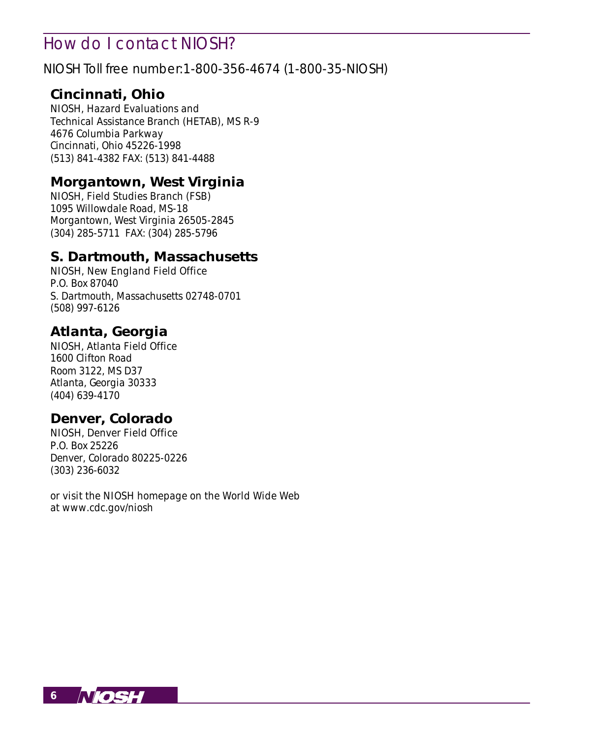# How do I contact NIOSH?

NIOSH Toll free number:1-800-356-4674 (1-800-35-NIOSH)

## Cincinnati, Ohio

NIOSH, Hazard Evaluations and
Technical Assistance Branch (HETAB), MS R-9
4676 Columbia Parkway
Cincinnati, Ohio 45226-1998
(513) 841-4382 FAX: (513) 841-4488

## Morgantown, West Virginia

NIOSH, Field Studies Branch (FSB)
1095 Willowdale Road, MS-18
Morgantown, West Virginia 26505-2845
(304) 285-5711 FAX: (304) 285-5796

## S. Dartmouth, Massachusetts

NIOSH, New England Field Office
P.O. Box 87040
S. Dartmouth, Massachusetts 02748-0701
(508) 997-6126

## Atlanta, Georgia

NIOSH, Atlanta Field Office
1600 Clifton Road
Room 3122, MS D37
Atlanta, Georgia 30333
(404) 639-4170

## Denver, Colorado

NIOSH, Denver Field Office
P.O. Box 25226
Denver, Colorado 80225-0226
(303) 236-6032

or visit the NIOSH homepage on the World Wide Web
at www.cdc.gov/niosh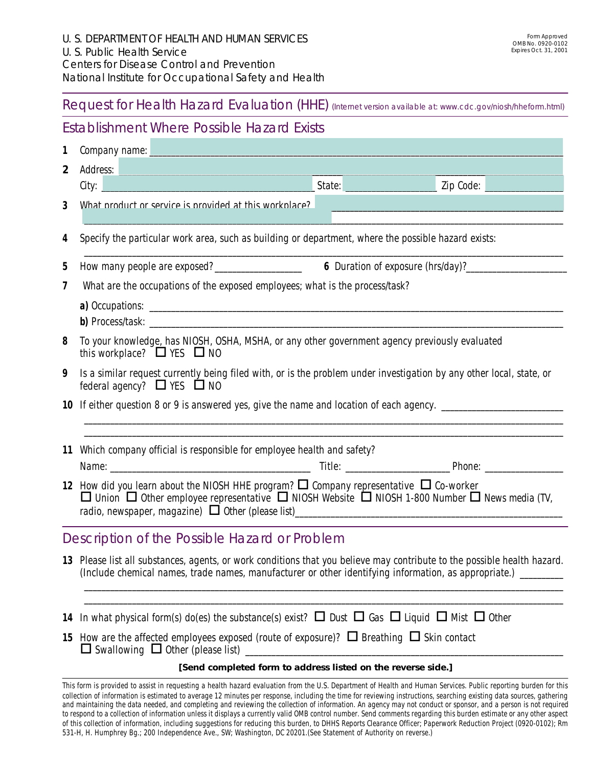U. S. DEPARTMENT OF HEALTH AND HUMAN SERVICES
U. S. Public Health Service
Centers for Disease Control and Prevention
National Institute for Occupational Safety and Health

Form Approved
OMB No. 0920-0102
Expires Oct. 31, 2001

# Request for Health Hazard Evaluation (HHE) (Internet version available at: www.cdc.gov/niosh/hheform.html)

## Establishment Where Possible Hazard Exists

**1** Company name: ____________________

**2** Address: ____________________

City: ____________________ State: ____________ Zip Code: ____________

**3** What product or service is provided at this workplace? ____________________

____________________

**4** Specify the particular work area, such as building or department, where the possible hazard exists:

____________________

**5** How many people are exposed? ____________ **6** Duration of exposure (hrs/day)? ____________

**7** What are the occupations of the exposed employees; what is the process/task?

**a)** Occupations: ____________________

**b)** Process/task: ____________________

**8** To your knowledge, has NIOSH, OSHA, MSHA, or any other government agency previously evaluated this workplace? ☐ YES ☐ NO

**9** Is a similar request currently being filed with, or is the problem under investigation by any other local, state, or federal agency? ☐ YES ☐ NO

**10** If either question 8 or 9 is answered yes, give the name and location of each agency. ____________________

____________________

____________________

**11** Which company official is responsible for employee health and safety?

Name: ____________________ Title: ____________ Phone: ____________

**12** How did you learn about the NIOSH HHE program? ☐ Company representative ☐ Co-worker ☐ Union ☐ Other employee representative ☐ NIOSH Website ☐ NIOSH 1-800 Number ☐ News media (TV, radio, newspaper, magazine) ☐ Other (please list)____________________

## Description of the Possible Hazard or Problem

**13** Please list all substances, agents, or work conditions that you believe may contribute to the possible health hazard. (Include chemical names, trade names, manufacturer or other identifying information, as appropriate.) ________

____________________

____________________

**14** In what physical form(s) do(es) the substance(s) exist? ☐ Dust ☐ Gas ☐ Liquid ☐ Mist ☐ Other

**15** How are the affected employees exposed (route of exposure)? ☐ Breathing ☐ Skin contact ☐ Swallowing ☐ Other (please list) ____________________

**[Send completed form to address listed on the reverse side.]**

This form is provided to assist in requesting a health hazard evaluation from the U.S. Department of Health and Human Services. Public reporting burden for this collection of information is estimated to average 12 minutes per response, including the time for reviewing instructions, searching existing data sources, gathering and maintaining the data needed, and completing and reviewing the collection of information. An agency may not conduct or sponsor, and a person is not required to respond to a collection of information unless it displays a currently valid OMB control number. Send comments regarding this burden estimate or any other aspect of this collection of information, including suggestions for reducing this burden, to DHHS Reports Clearance Officer; Paperwork Reduction Project (0920-0102); Rm 531-H, H. Humphrey Bg.; 200 Independence Ave., SW; Washington, DC 20201.(See Statement of Authority on reverse.)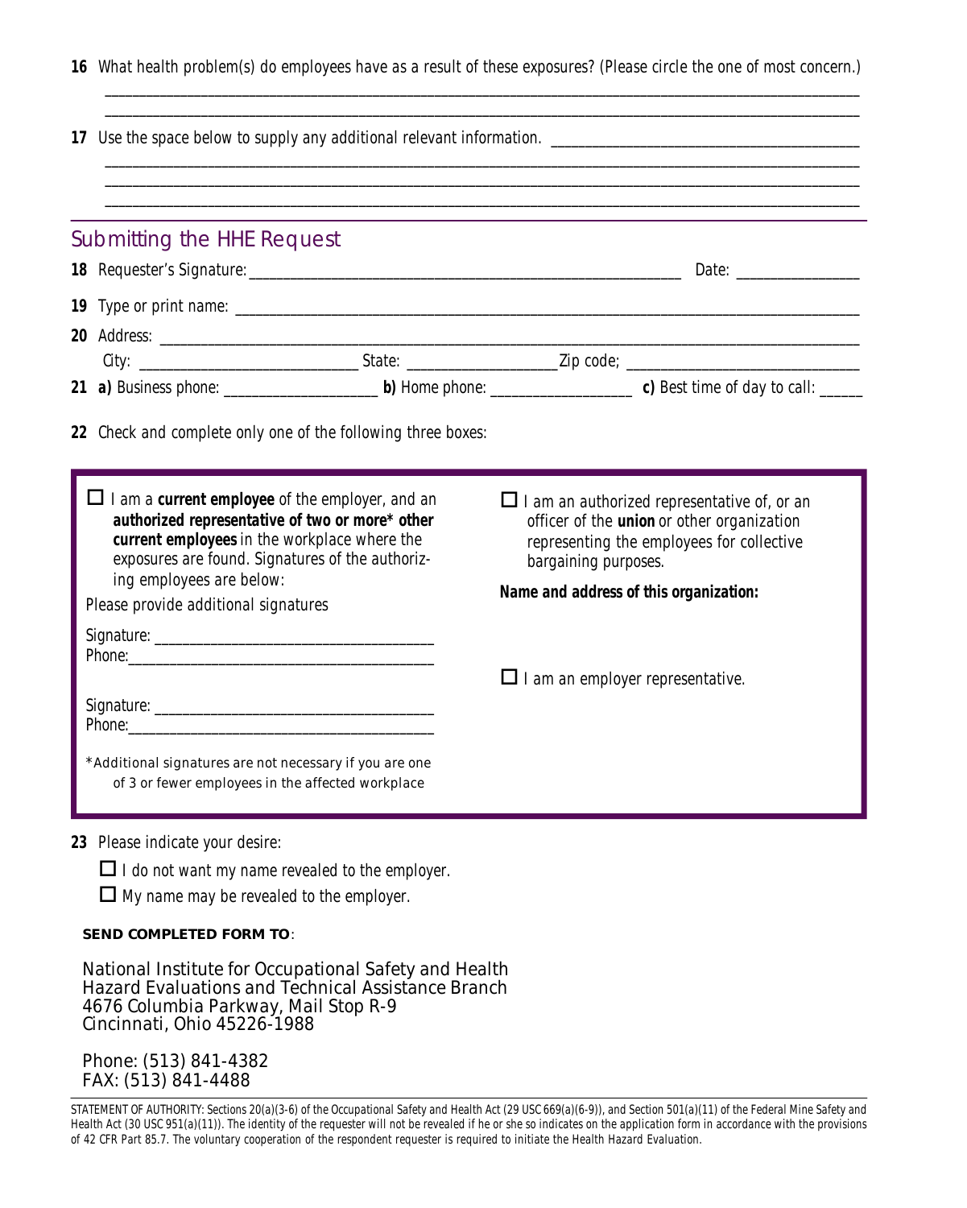**16** What health problem(s) do employees have as a result of these exposures? (Please circle the one of most concern.)

___________________________________________________________________________________________

___________________________________________________________________________________________

**17** Use the space below to supply any additional relevant information. ________________________________________

___________________________________________________________________________________________

___________________________________________________________________________________________

___________________________________________________________________________________________

## Submitting the HHE Request

**18** Requester's Signature: ____________________________________________________ Date: _______________

**19** Type or print name: ________________________________________________________________________________

**20** Address: _____________________________________________________________________________________

City: ___________________________ State: ___________________ Zip code; _____________________________

**21** **a)** Business phone: ___________________ **b)** Home phone: ___________________ **c)** Best time of day to call: _____

**22** Check and complete only one of the following three boxes:

☐ I am a **current employee** of the employer, and an **authorized representative of two or more\* other current employees** in the workplace where the exposures are found. Signatures of the authorizing employees are below:

Please provide additional signatures

Signature: ___________________________________

Phone: ______________________________________

Signature: ___________________________________

Phone: ______________________________________

\*Additional signatures are not necessary if you are one of 3 or fewer employees in the affected workplace

☐ I am an authorized representative of, or an officer of the **union** or other organization representing the employees for collective bargaining purposes.

**Name and address of this organization:**

☐ I am an employer representative.

**23** Please indicate your desire:

☐ I do not want my name revealed to the employer.

☐ My name may be revealed to the employer.

**SEND COMPLETED FORM TO**:

National Institute for Occupational Safety and Health
Hazard Evaluations and Technical Assistance Branch
4676 Columbia Parkway, Mail Stop R-9
Cincinnati, Ohio 45226-1988

Phone: (513) 841-4382
FAX: (513) 841-4488

STATEMENT OF AUTHORITY: Sections 20(a)(3-6) of the Occupational Safety and Health Act (29 USC 669(a)(6-9)), and Section 501(a)(11) of the Federal Mine Safety and Health Act (30 USC 951(a)(11)). The identity of the requester will not be revealed if he or she so indicates on the application form in accordance with the provisions of 42 CFR Part 85.7. The voluntary cooperation of the respondent requester is required to initiate the Health Hazard Evaluation.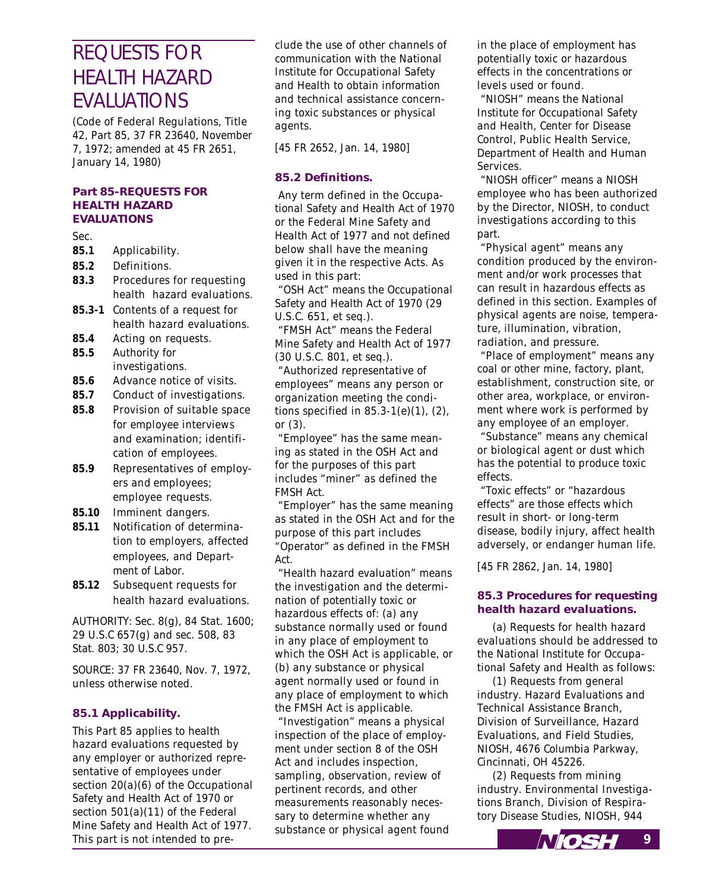# REQUESTS FOR HEALTH HAZARD EVALUATIONS

(Code of Federal Regulations, Title 42, Part 85, 37 FR 23640, November 7, 1972; amended at 45 FR 2651, January 14, 1980)

### Part 85-REQUESTS FOR HEALTH HAZARD EVALUATIONS

Sec.

| | |
|---|---|
| **85.1** | Applicability. |
| **85.2** | Definitions. |
| **83.3** | Procedures for requesting health hazard evaluations. |
| **85.3-1** | Contents of a request for health hazard evaluations. |
| **85.4** | Acting on requests. |
| **85.5** | Authority for investigations. |
| **85.6** | Advance notice of visits. |
| **85.7** | Conduct of investigations. |
| **85.8** | Provision of suitable space for employee interviews and examination; identification of employees. |
| **85.9** | Representatives of employers and employees; employee requests. |
| **85.10** | Imminent dangers. |
| **85.11** | Notification of determination to employers, affected employees, and Department of Labor. |
| **85.12** | Subsequent requests for health hazard evaluations. |

AUTHORITY: Sec. 8(g), 84 Stat. 1600; 29 U.S.C 657(g) and sec. 508, 83 Stat. 803; 30 U.S.C 957.

SOURCE: 37 FR 23640, Nov. 7, 1972, unless otherwise noted.

### 85.1 Applicability.

This Part 85 applies to health hazard evaluations requested by any employer or authorized representative of employees under section 20(a)(6) of the Occupational Safety and Health Act of 1970 or section 501(a)(11) of the Federal Mine Safety and Health Act of 1977. This part is not intended to preclude the use of other channels of communication with the National Institute for Occupational Safety and Health to obtain information and technical assistance concerning toxic substances or physical agents.

[45 FR 2652, Jan. 14, 1980]

### 85.2 Definitions.

Any term defined in the Occupational Safety and Health Act of 1970 or the Federal Mine Safety and Health Act of 1977 and not defined below shall have the meaning given it in the respective Acts. As used in this part:

"OSH Act" means the Occupational Safety and Health Act of 1970 (29 U.S.C. 651, et seq.).

"FMSH Act" means the Federal Mine Safety and Health Act of 1977 (30 U.S.C. 801, et seq.).

"Authorized representative of employees" means any person or organization meeting the conditions specified in 85.3-1(e)(1), (2), or (3).

"Employee" has the same meaning as stated in the OSH Act and for the purposes of this part includes "miner" as defined the FMSH Act.

"Employer" has the same meaning as stated in the OSH Act and for the purpose of this part includes "Operator" as defined in the FMSH Act.

"Health hazard evaluation" means the investigation and the determination of potentially toxic or hazardous effects of: (a) any substance normally used or found in any place of employment to which the OSH Act is applicable, or (b) any substance or physical agent normally used or found in any place of employment to which the FMSH Act is applicable.

"Investigation" means a physical inspection of the place of employment under section 8 of the OSH Act and includes inspection, sampling, observation, review of pertinent records, and other measurements reasonably necessary to determine whether any substance or physical agent found in the place of employment has potentially toxic or hazardous effects in the concentrations or levels used or found.

"NIOSH" means the National Institute for Occupational Safety and Health, Center for Disease Control, Public Health Service, Department of Health and Human Services.

"NIOSH officer" means a NIOSH employee who has been authorized by the Director, NIOSH, to conduct investigations according to this part.

"Physical agent" means any condition produced by the environment and/or work processes that can result in hazardous effects as defined in this section. Examples of physical agents are noise, temperature, illumination, vibration, radiation, and pressure.

"Place of employment" means any coal or other mine, factory, plant, establishment, construction site, or other area, workplace, or environment where work is performed by any employee of an employer.

"Substance" means any chemical or biological agent or dust which has the potential to produce toxic effects.

"Toxic effects" or "hazardous effects" are those effects which result in short- or long-term disease, bodily injury, affect health adversely, or endanger human life.

[45 FR 2862, Jan. 14, 1980]

### 85.3 Procedures for requesting health hazard evaluations.

(a) Requests for health hazard evaluations should be addressed to the National Institute for Occupational Safety and Health as follows:

(1) Requests from general industry. Hazard Evaluations and Technical Assistance Branch, Division of Surveillance, Hazard Evaluations, and Field Studies, NIOSH, 4676 Columbia Parkway, Cincinnati, OH 45226.

(2) Requests from mining industry. Environmental Investigations Branch, Division of Respiratory Disease Studies, NIOSH, 944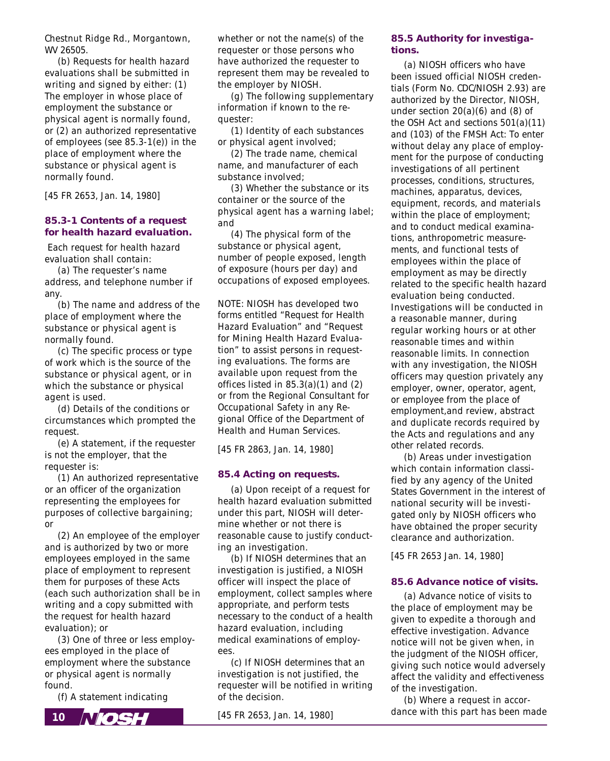Chestnut Ridge Rd., Morgantown, WV 26505.

(b) Requests for health hazard evaluations shall be submitted in writing and signed by either: (1) The employer in whose place of employment the substance or physical agent is normally found, or (2) an authorized representative of employees (see 85.3-1(e)) in the place of employment where the substance or physical agent is normally found.

[45 FR 2653, Jan. 14, 1980]

### 85.3-1 Contents of a request for health hazard evaluation.

Each request for health hazard evaluation shall contain:

(a) The requester's name address, and telephone number if any.

(b) The name and address of the place of employment where the substance or physical agent is normally found.

(c) The specific process or type of work which is the source of the substance or physical agent, or in which the substance or physical agent is used.

(d) Details of the conditions or circumstances which prompted the request.

(e) A statement, if the requester is not the employer, that the requester is:

(1) An authorized representative or an officer of the organization representing the employees for purposes of collective bargaining; or

(2) An employee of the employer and is authorized by two or more employees employed in the same place of employment to represent them for purposes of these Acts (each such authorization shall be in writing and a copy submitted with the request for health hazard evaluation); or

(3) One of three or less employees employed in the place of employment where the substance or physical agent is normally found.

(f) A statement indicating whether or not the name(s) of the requester or those persons who have authorized the requester to represent them may be revealed to the employer by NIOSH.

(g) The following supplementary information if known to the requester:

(1) Identity of each substances or physical agent involved;

(2) The trade name, chemical name, and manufacturer of each substance involved;

(3) Whether the substance or its container or the source of the physical agent has a warning label; and

(4) The physical form of the substance or physical agent, number of people exposed, length of exposure (hours per day) and occupations of exposed employees.

NOTE: NIOSH has developed two forms entitled "Request for Health Hazard Evaluation" and "Request for Mining Health Hazard Evaluation" to assist persons in requesting evaluations. The forms are available upon request from the offices listed in 85.3(a)(1) and (2) or from the Regional Consultant for Occupational Safety in any Regional Office of the Department of Health and Human Services.

[45 FR 2863, Jan. 14, 1980]

### 85.4 Acting on requests.

(a) Upon receipt of a request for health hazard evaluation submitted under this part, NIOSH will determine whether or not there is reasonable cause to justify conducting an investigation.

(b) If NIOSH determines that an investigation is justified, a NIOSH officer will inspect the place of employment, collect samples where appropriate, and perform tests necessary to the conduct of a health hazard evaluation, including medical examinations of employees.

(c) If NIOSH determines that an investigation is not justified, the requester will be notified in writing of the decision.

[45 FR 2653, Jan. 14, 1980]

### 85.5 Authority for investigations.

(a) NIOSH officers who have been issued official NIOSH credentials (Form No. CDC/NIOSH 2.93) are authorized by the Director, NIOSH, under section 20(a)(6) and (8) of the OSH Act and sections 501(a)(11) and (103) of the FMSH Act: To enter without delay any place of employment for the purpose of conducting investigations of all pertinent processes, conditions, structures, machines, apparatus, devices, equipment, records, and materials within the place of employment; and to conduct medical examinations, anthropometric measurements, and functional tests of employees within the place of employment as may be directly related to the specific health hazard evaluation being conducted. Investigations will be conducted in a reasonable manner, during regular working hours or at other reasonable times and within reasonable limits. In connection with any investigation, the NIOSH officers may question privately any employer, owner, operator, agent, or employee from the place of employment,and review, abstract and duplicate records required by the Acts and regulations and any other related records.

(b) Areas under investigation which contain information classified by any agency of the United States Government in the interest of national security will be investigated only by NIOSH officers who have obtained the proper security clearance and authorization.

[45 FR 2653 Jan. 14, 1980]

### 85.6 Advance notice of visits.

(a) Advance notice of visits to the place of employment may be given to expedite a thorough and effective investigation. Advance notice will not be given when, in the judgment of the NIOSH officer, giving such notice would adversely affect the validity and effectiveness of the investigation.

(b) Where a request in accordance with this part has been made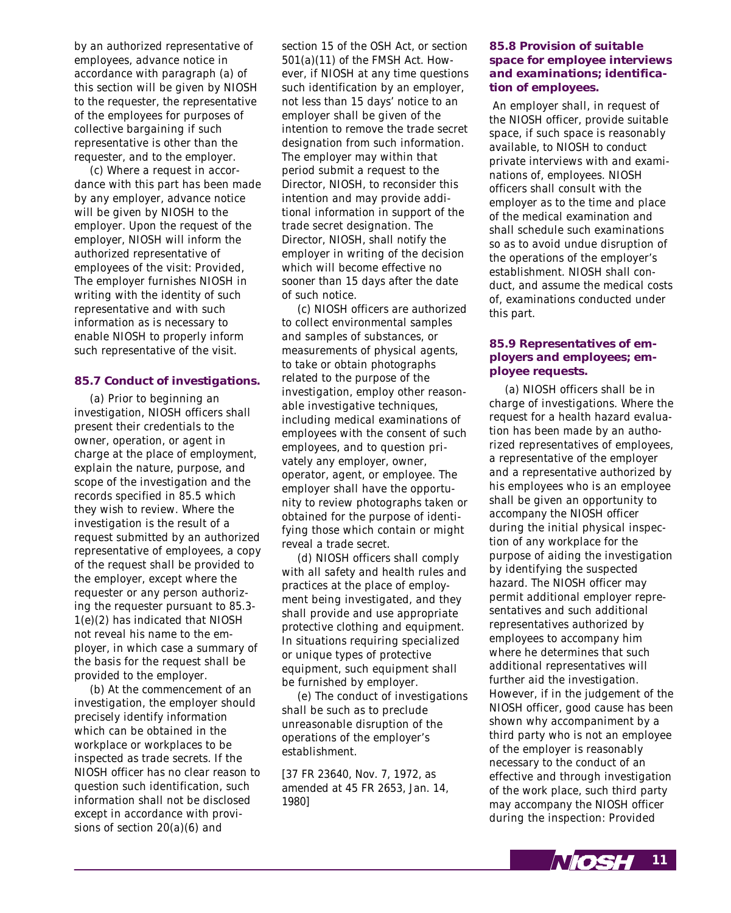by an authorized representative of employees, advance notice in accordance with paragraph (a) of this section will be given by NIOSH to the requester, the representative of the employees for purposes of collective bargaining if such representative is other than the requester, and to the employer.

(c) Where a request in accordance with this part has been made by any employer, advance notice will be given by NIOSH to the employer. Upon the request of the employer, NIOSH will inform the authorized representative of employees of the visit: Provided, The employer furnishes NIOSH in writing with the identity of such representative and with such information as is necessary to enable NIOSH to properly inform such representative of the visit.

### 85.7 Conduct of investigations.

(a) Prior to beginning an investigation, NIOSH officers shall present their credentials to the owner, operation, or agent in charge at the place of employment, explain the nature, purpose, and scope of the investigation and the records specified in 85.5 which they wish to review. Where the investigation is the result of a request submitted by an authorized representative of employees, a copy of the request shall be provided to the employer, except where the requester or any person authorizing the requester pursuant to 85.3-1(e)(2) has indicated that NIOSH not reveal his name to the employer, in which case a summary of the basis for the request shall be provided to the employer.

(b) At the commencement of an investigation, the employer should precisely identify information which can be obtained in the workplace or workplaces to be inspected as trade secrets. If the NIOSH officer has no clear reason to question such identification, such information shall not be disclosed except in accordance with provisions of section 20(a)(6) and section 15 of the OSH Act, or section 501(a)(11) of the FMSH Act. However, if NIOSH at any time questions such identification by an employer, not less than 15 days' notice to an employer shall be given of the intention to remove the trade secret designation from such information. The employer may within that period submit a request to the Director, NIOSH, to reconsider this intention and may provide additional information in support of the trade secret designation. The Director, NIOSH, shall notify the employer in writing of the decision which will become effective no sooner than 15 days after the date of such notice.

(c) NIOSH officers are authorized to collect environmental samples and samples of substances, or measurements of physical agents, to take or obtain photographs related to the purpose of the investigation, employ other reasonable investigative techniques, including medical examinations of employees with the consent of such employees, and to question privately any employer, owner, operator, agent, or employee. The employer shall have the opportunity to review photographs taken or obtained for the purpose of identifying those which contain or might reveal a trade secret.

(d) NIOSH officers shall comply with all safety and health rules and practices at the place of employment being investigated, and they shall provide and use appropriate protective clothing and equipment. In situations requiring specialized or unique types of protective equipment, such equipment shall be furnished by employer.

(e) The conduct of investigations shall be such as to preclude unreasonable disruption of the operations of the employer's establishment.

[37 FR 23640, Nov. 7, 1972, as amended at 45 FR 2653, Jan. 14, 1980]

### 85.8 Provision of suitable space for employee interviews and examinations; identification of employees.

An employer shall, in request of the NIOSH officer, provide suitable space, if such space is reasonably available, to NIOSH to conduct private interviews with and examinations of, employees. NIOSH officers shall consult with the employer as to the time and place of the medical examination and shall schedule such examinations so as to avoid undue disruption of the operations of the employer's establishment. NIOSH shall conduct, and assume the medical costs of, examinations conducted under this part.

### 85.9 Representatives of employers and employees; employee requests.

(a) NIOSH officers shall be in charge of investigations. Where the request for a health hazard evaluation has been made by an authorized representatives of employees, a representative of the employer and a representative authorized by his employees who is an employee shall be given an opportunity to accompany the NIOSH officer during the initial physical inspection of any workplace for the purpose of aiding the investigation by identifying the suspected hazard. The NIOSH officer may permit additional employer representatives and such additional representatives authorized by employees to accompany him where he determines that such additional representatives will further aid the investigation. However, if in the judgement of the NIOSH officer, good cause has been shown why accompaniment by a third party who is not an employee of the employer is reasonably necessary to the conduct of an effective and through investigation of the work place, such third party may accompany the NIOSH officer during the inspection: Provided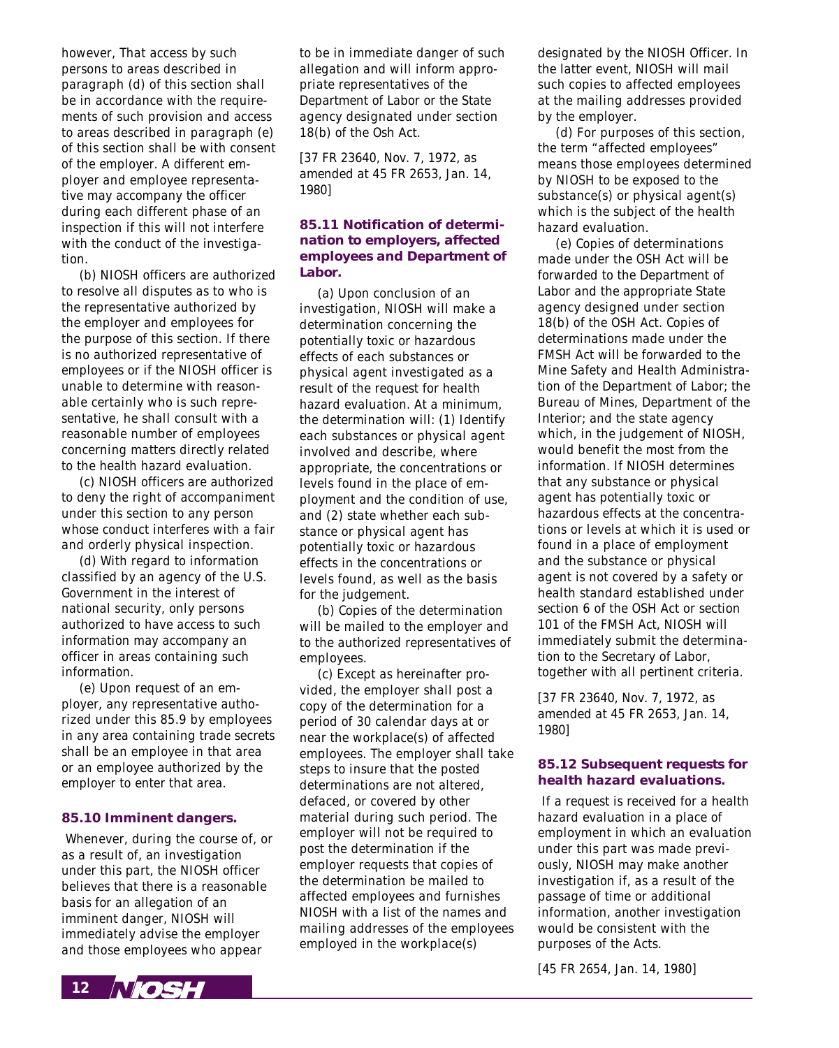however, That access by such persons to areas described in paragraph (d) of this section shall be in accordance with the requirements of such provision and access to areas described in paragraph (e) of this section shall be with consent of the employer. A different employer and employee representative may accompany the officer during each different phase of an inspection if this will not interfere with the conduct of the investigation.

(b) NIOSH officers are authorized to resolve all disputes as to who is the representative authorized by the employer and employees for the purpose of this section. If there is no authorized representative of employees or if the NIOSH officer is unable to determine with reasonable certainly who is such representative, he shall consult with a reasonable number of employees concerning matters directly related to the health hazard evaluation.

(c) NIOSH officers are authorized to deny the right of accompaniment under this section to any person whose conduct interferes with a fair and orderly physical inspection.

(d) With regard to information classified by an agency of the U.S. Government in the interest of national security, only persons authorized to have access to such information may accompany an officer in areas containing such information.

(e) Upon request of an employer, any representative authorized under this 85.9 by employees in any area containing trade secrets shall be an employee in that area or an employee authorized by the employer to enter that area.

### 85.10 Imminent dangers.

Whenever, during the course of, or as a result of, an investigation under this part, the NIOSH officer believes that there is a reasonable basis for an allegation of an imminent danger, NIOSH will immediately advise the employer and those employees who appear to be in immediate danger of such allegation and will inform appropriate representatives of the Department of Labor or the State agency designated under section 18(b) of the Osh Act.

[37 FR 23640, Nov. 7, 1972, as amended at 45 FR 2653, Jan. 14, 1980]

### 85.11 Notification of determination to employers, affected employees and Department of Labor.

(a) Upon conclusion of an investigation, NIOSH will make a determination concerning the potentially toxic or hazardous effects of each substances or physical agent investigated as a result of the request for health hazard evaluation. At a minimum, the determination will: (1) Identify each substances or physical agent involved and describe, where appropriate, the concentrations or levels found in the place of employment and the condition of use, and (2) state whether each substance or physical agent has potentially toxic or hazardous effects in the concentrations or levels found, as well as the basis for the judgement.

(b) Copies of the determination will be mailed to the employer and to the authorized representatives of employees.

(c) Except as hereinafter provided, the employer shall post a copy of the determination for a period of 30 calendar days at or near the workplace(s) of affected employees. The employer shall take steps to insure that the posted determinations are not altered, defaced, or covered by other material during such period. The employer will not be required to post the determination if the employer requests that copies of the determination be mailed to affected employees and furnishes NIOSH with a list of the names and mailing addresses of the employees employed in the workplace(s) designated by the NIOSH Officer. In the latter event, NIOSH will mail such copies to affected employees at the mailing addresses provided by the employer.

(d) For purposes of this section, the term "affected employees" means those employees determined by NIOSH to be exposed to the substance(s) or physical agent(s) which is the subject of the health hazard evaluation.

(e) Copies of determinations made under the OSH Act will be forwarded to the Department of Labor and the appropriate State agency designed under section 18(b) of the OSH Act. Copies of determinations made under the FMSH Act will be forwarded to the Mine Safety and Health Administration of the Department of Labor; the Bureau of Mines, Department of the Interior; and the state agency which, in the judgement of NIOSH, would benefit the most from the information. If NIOSH determines that any substance or physical agent has potentially toxic or hazardous effects at the concentrations or levels at which it is used or found in a place of employment and the substance or physical agent is not covered by a safety or health standard established under section 6 of the OSH Act or section 101 of the FMSH Act, NIOSH will immediately submit the determination to the Secretary of Labor, together with all pertinent criteria.

[37 FR 23640, Nov. 7, 1972, as amended at 45 FR 2653, Jan. 14, 1980]

### 85.12 Subsequent requests for health hazard evaluations.

If a request is received for a health hazard evaluation in a place of employment in which an evaluation under this part was made previously, NIOSH may make another investigation if, as a result of the passage of time or additional information, another investigation would be consistent with the purposes of the Acts.

[45 FR 2654, Jan. 14, 1980]